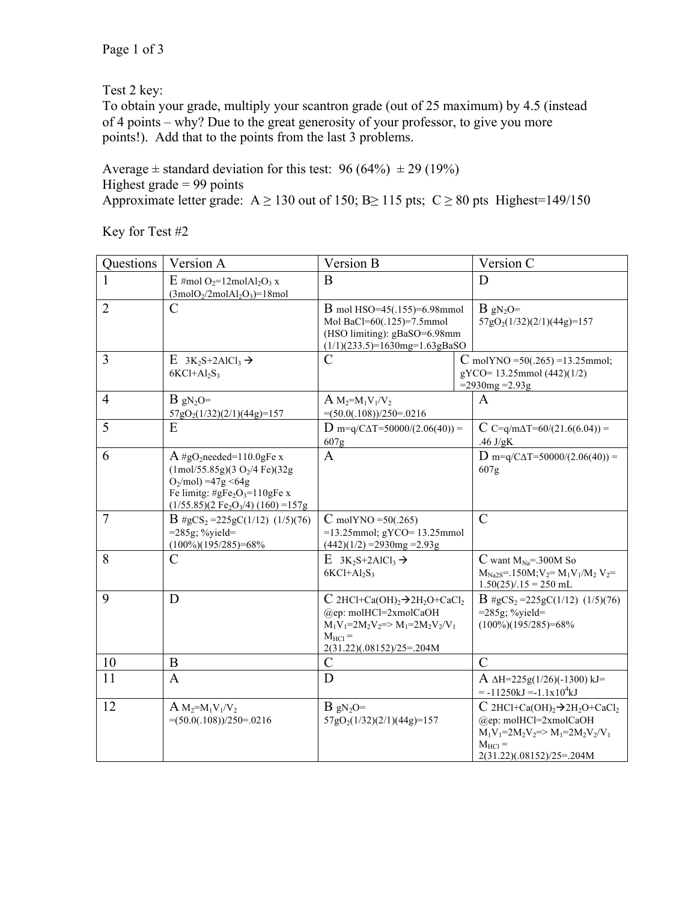Test 2 key:
To obtain your grade, multiply your scantron grade (out of 25 maximum) by 4.5 (instead of 4 points – why? Due to the great generosity of your professor, to give you more points!). Add that to the points from the last 3 problems.

Average ± standard deviation for this test: 96 (64%) ± 29 (19%)
Highest grade = 99 points
Approximate letter grade: A ≥ 130 out of 150; B≥ 115 pts; C ≥ 80 pts Highest=149/150

Key for Test #2

| Questions | Version A | Version B | Version C |
|---|---|---|---|
| 1 | E #mol $O_2$=12mol$Al_2O_3$ x ($3molO_2/2molAl_2O_3$)=18mol | B | D |
| 2 | C | B mol HSO=45(.155)=6.98mmol Mol BaCl=60(.125)=7.5mmol (HSO limiting): gBaSO=6.98mm (1/1)(233.5)=1630mg=1.63gBaSO | B g$N_2O$= 57g$O_2$(1/32)(2/1)(44g)=157 |
| 3 | E $3K_2S+2AlCl_3 \rightarrow 6KCl+Al_2S_3$ | C | C molYNO =50(.265) =13.25mmol; gYCO= 13.25mmol (442)(1/2) =2930mg =2.93g |
| 4 | B g$N_2O$= 57g$O_2$(1/32)(2/1)(44g)=157 | A $M_2=M_1V_1/V_2$ =(50.0(.108))/250=.0216 | A |
| 5 | E | D m=q/CΔT=50000/(2.06(40)) = 607g | C C=q/mΔT=60/(21.6(6.04)) = .46 J/gK |
| 6 | A #g$O_2$needed=110.0gFe x (1mol/55.85g)(3 $O_2$/4 Fe)(32g $O_2$/mol) =47g <64g Fe limitg: #g$Fe_2O_3$=110gFe x (1/55.85)(2 $Fe_2O_3$/4) (160) =157g | A | D m=q/CΔT=50000/(2.06(40)) = 607g |
| 7 | B #g$CS_2$ =225gC(1/12) (1/5)(76) =285g; %yield= (100%)(195/285)=68% | C molYNO =50(.265) =13.25mmol; gYCO= 13.25mmol (442)(1/2) =2930mg = 2.93g | C |
| 8 | C | E $3K_2S+2AlCl_3 \rightarrow 6KCl+Al_2S_3$ | C want $M_{Na}$=.300M So $M_{Na2S}$=.150M;$V_2$= $M_1V_1/M_2$ $V_2$= 1.50(25)/.15 = 250 mL |
| 9 | D | C $2HCl+Ca(OH)_2 \rightarrow 2H_2O+CaCl_2$ @ep: molHCl=2xmolCaOH $M_1V_1=2M_2V_2 \Rightarrow M_1=2M_2V_2/V_1$ $M_{HCl}$ = 2(31.22)(.08152)/25=.204M | B #g$CS_2$ =225gC(1/12) (1/5)(76) =285g; %yield= (100%)(195/285)=68% |
| 10 | B | C | C |
| 11 | A | D | A ΔH=225g(1/26)(-1300) kJ= = -11250kJ =$-1.1\times10^4$kJ |
| 12 | A $M_2=M_1V_1/V_2$ =(50.0(.108))/250=.0216 | B g$N_2O$= 57g$O_2$(1/32)(2/1)(44g)=157 | C $2HCl+Ca(OH)_2 \rightarrow 2H_2O+CaCl_2$ @ep: molHCl=2xmolCaOH $M_1V_1=2M_2V_2 \Rightarrow M_1=2M_2V_2/V_1$ $M_{HCl}$ = 2(31.22)(.08152)/25=.204M |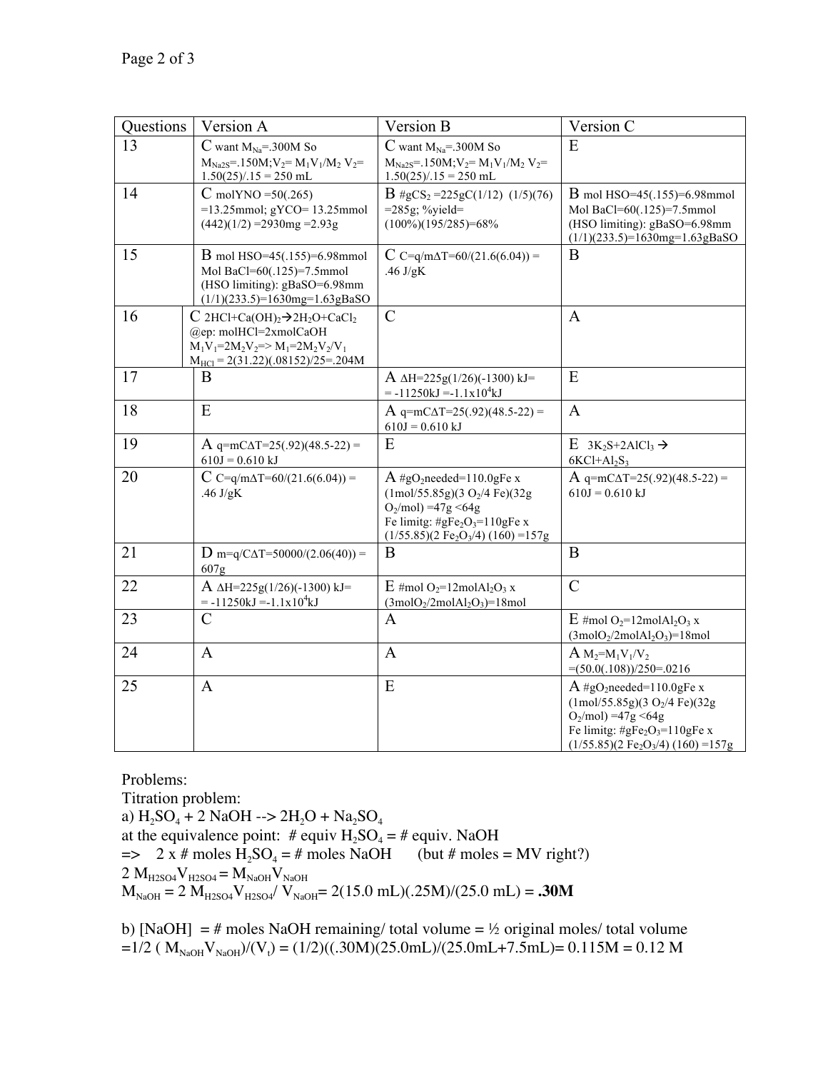| Questions | Version A | Version B | Version C |
|---|---|---|---|
| 13 | C want $M_{Na}$=.300M So $M_{Na2S}$=.150M;$V_2$= $M_1V_1/M_2$ $V_2$= 1.50(25)/.15 = 250 mL | C want $M_{Na}$=.300M So $M_{Na2S}$=.150M;$V_2$= $M_1V_1/M_2$ $V_2$= 1.50(25)/.15 = 250 mL | E |
| 14 | C molYNO =50(.265) =13.25mmol; gYCO= 13.25mmol (442)(1/2) =2930mg =2.93g | B #g$CS_2$ =225gC(1/12) (1/5)(76) =285g; %yield= (100%)(195/285)=68% | B mol HSO=45(.155)=6.98mmol Mol BaCl=60(.125)=7.5mmol (HSO limiting): gBaSO=6.98mm (1/1)(233.5)=1630mg=1.63gBaSO |
| 15 | B mol HSO=45(.155)=6.98mmol Mol BaCl=60(.125)=7.5mmol (HSO limiting): gBaSO=6.98mm (1/1)(233.5)=1630mg=1.63gBaSO | C C=q/m$\Delta$T=60/(21.6(6.04)) = .46 J/gK | B |
| 16 | C 2HCl+Ca$(OH)_2$$\rightarrow$2$H_2O$+Ca$Cl_2$ @ep: molHCl=2xmolCaOH $M_1V_1=2M_2V_2$=> $M_1=2M_2V_2/V_1$ $M_{HCl}$ = 2(31.22)(.08152)/25=.204M | C | A |
| 17 | B | A $\Delta$H=225g(1/26)(-1300) kJ= = -11250kJ =-1.1x$10^4$kJ | E |
| 18 | E | A q=mC$\Delta$T=25(.92)(48.5-22) = 610J = 0.610 kJ | A |
| 19 | A q=mC$\Delta$T=25(.92)(48.5-22) = 610J = 0.610 kJ | E | E 3$K_2S$+2Al$Cl_3$ $\rightarrow$ 6KCl+$Al_2S_3$ |
| 20 | C C=q/m$\Delta$T=60/(21.6(6.04)) = .46 J/gK | A #g$O_2$needed=110.0gFe x (1mol/55.85g)(3 $O_2$/4 Fe)(32g $O_2$/mol) =47g <64g Fe limitg: #g$Fe_2O_3$=110gFe x (1/55.85)(2 $Fe_2O_3$/4) (160) =157g | A q=mC$\Delta$T=25(.92)(48.5-22) = 610J = 0.610 kJ |
| 21 | D m=q/C$\Delta$T=50000/(2.06(40)) = 607g | B | B |
| 22 | A $\Delta$H=225g(1/26)(-1300) kJ= = -11250kJ =-1.1x$10^4$kJ | E #mol $O_2$=12mol$Al_2O_3$ x (3mol$O_2$/2mol$Al_2O_3$)=18mol | C |
| 23 | C | A | E #mol $O_2$=12mol$Al_2O_3$ x (3mol$O_2$/2mol$Al_2O_3$)=18mol |
| 24 | A | A | A $M_2=M_1V_1/V_2$ =(50.0(.108))/250=.0216 |
| 25 | A | E | A #g$O_2$needed=110.0gFe x (1mol/55.85g)(3 $O_2$/4 Fe)(32g $O_2$/mol) =47g <64g Fe limitg: #g$Fe_2O_3$=110gFe x (1/55.85)(2 $Fe_2O_3$/4) (160) =157g |

Problems:

Titration problem:

a) $H_2SO_4$ + 2 NaOH --> 2$H_2O$ + $Na_2SO_4$

at the equivalence point: # equiv $H_2SO_4$ = # equiv. NaOH

=> 2 x # moles $H_2SO_4$ = # moles NaOH (but # moles = MV right?)

$2\ M_{H2SO4}V_{H2SO4} = M_{NaOH}V_{NaOH}$

$M_{NaOH} = 2\ M_{H2SO4}V_{H2SO4}/\ V_{NaOH}$= 2(15.0 mL)(.25M)/(25.0 mL) = **.30M**

b) [NaOH] = # moles NaOH remaining/ total volume = ½ original moles/ total volume =1/2 ( $M_{NaOH}V_{NaOH}$)/($V_t$) = (1/2)((.30M)(25.0mL)/(25.0mL+7.5mL)= 0.115M = 0.12 M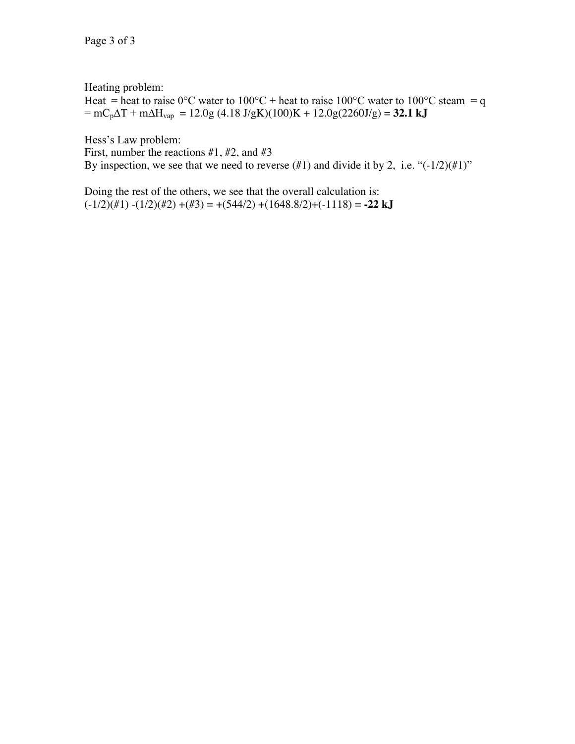Heating problem:
Heat = heat to raise 0°C water to 100°C + heat to raise 100°C water to 100°C steam = q = $mC_p\Delta T + m\Delta H_{vap}$ = 12.0g (4.18 J/gK)(100)K + 12.0g(2260J/g) = **32.1 kJ**

Hess's Law problem:
First, number the reactions #1, #2, and #3
By inspection, we see that we need to reverse (#1) and divide it by 2, i.e. "(-1/2)(#1)"

Doing the rest of the others, we see that the overall calculation is:
(-1/2)(#1) -(1/2)(#2) +(#3) = +(544/2) +(1648.8/2)+(-1118) = **-22 kJ**